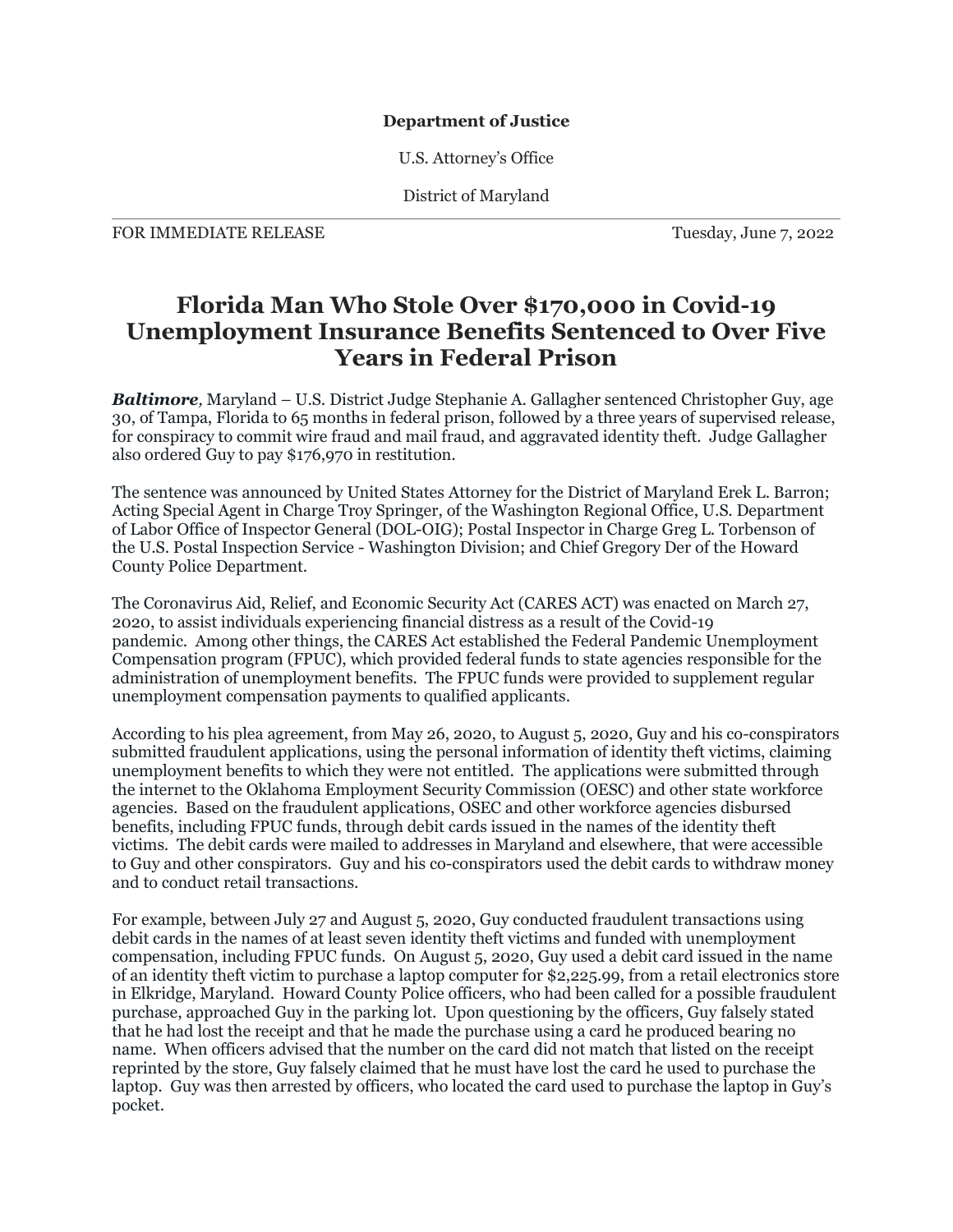**Department of Justice**

U.S. Attorney's Office

District of Maryland

FOR IMMEDIATE RELEASE Tuesday, June 7, 2022

# Florida Man Who Stole Over $170,000 in Covid-19 Unemployment Insurance Benefits Sentenced to Over Five Years in Federal Prison

***Baltimore***, Maryland – U.S. District Judge Stephanie A. Gallagher sentenced Christopher Guy, age 30, of Tampa, Florida to 65 months in federal prison, followed by a three years of supervised release, for conspiracy to commit wire fraud and mail fraud, and aggravated identity theft. Judge Gallagher also ordered Guy to pay $176,970 in restitution.

The sentence was announced by United States Attorney for the District of Maryland Erek L. Barron; Acting Special Agent in Charge Troy Springer, of the Washington Regional Office, U.S. Department of Labor Office of Inspector General (DOL-OIG); Postal Inspector in Charge Greg L. Torbenson of the U.S. Postal Inspection Service - Washington Division; and Chief Gregory Der of the Howard County Police Department.

The Coronavirus Aid, Relief, and Economic Security Act (CARES ACT) was enacted on March 27, 2020, to assist individuals experiencing financial distress as a result of the Covid-19 pandemic. Among other things, the CARES Act established the Federal Pandemic Unemployment Compensation program (FPUC), which provided federal funds to state agencies responsible for the administration of unemployment benefits. The FPUC funds were provided to supplement regular unemployment compensation payments to qualified applicants.

According to his plea agreement, from May 26, 2020, to August 5, 2020, Guy and his co-conspirators submitted fraudulent applications, using the personal information of identity theft victims, claiming unemployment benefits to which they were not entitled. The applications were submitted through the internet to the Oklahoma Employment Security Commission (OESC) and other state workforce agencies. Based on the fraudulent applications, OSEC and other workforce agencies disbursed benefits, including FPUC funds, through debit cards issued in the names of the identity theft victims. The debit cards were mailed to addresses in Maryland and elsewhere, that were accessible to Guy and other conspirators. Guy and his co-conspirators used the debit cards to withdraw money and to conduct retail transactions.

For example, between July 27 and August 5, 2020, Guy conducted fraudulent transactions using debit cards in the names of at least seven identity theft victims and funded with unemployment compensation, including FPUC funds. On August 5, 2020, Guy used a debit card issued in the name of an identity theft victim to purchase a laptop computer for $2,225.99, from a retail electronics store in Elkridge, Maryland. Howard County Police officers, who had been called for a possible fraudulent purchase, approached Guy in the parking lot. Upon questioning by the officers, Guy falsely stated that he had lost the receipt and that he made the purchase using a card he produced bearing no name. When officers advised that the number on the card did not match that listed on the receipt reprinted by the store, Guy falsely claimed that he must have lost the card he used to purchase the laptop. Guy was then arrested by officers, who located the card used to purchase the laptop in Guy's pocket.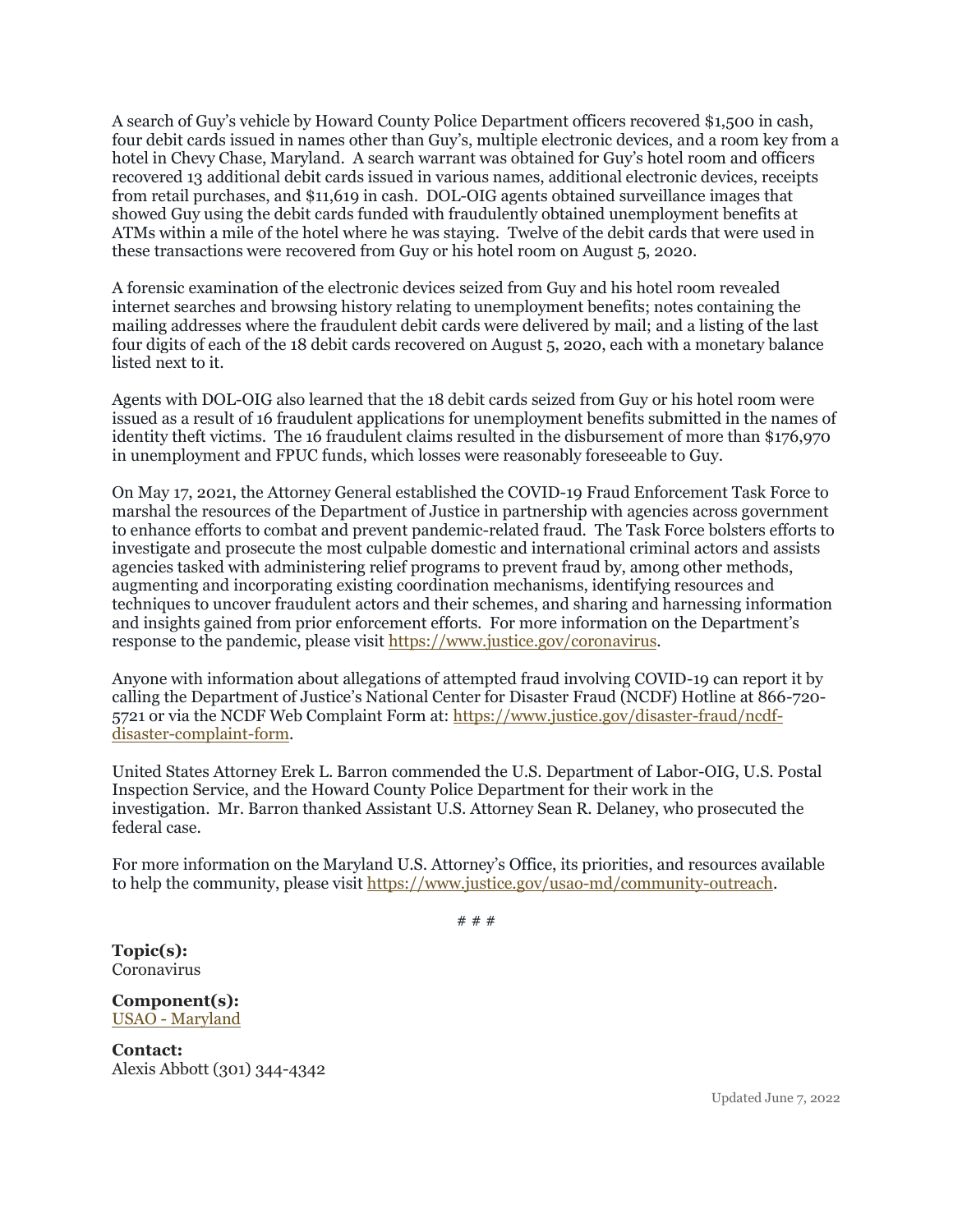A search of Guy's vehicle by Howard County Police Department officers recovered $1,500 in cash, four debit cards issued in names other than Guy's, multiple electronic devices, and a room key from a hotel in Chevy Chase, Maryland. A search warrant was obtained for Guy's hotel room and officers recovered 13 additional debit cards issued in various names, additional electronic devices, receipts from retail purchases, and $11,619 in cash. DOL-OIG agents obtained surveillance images that showed Guy using the debit cards funded with fraudulently obtained unemployment benefits at ATMs within a mile of the hotel where he was staying. Twelve of the debit cards that were used in these transactions were recovered from Guy or his hotel room on August 5, 2020.

A forensic examination of the electronic devices seized from Guy and his hotel room revealed internet searches and browsing history relating to unemployment benefits; notes containing the mailing addresses where the fraudulent debit cards were delivered by mail; and a listing of the last four digits of each of the 18 debit cards recovered on August 5, 2020, each with a monetary balance listed next to it.

Agents with DOL-OIG also learned that the 18 debit cards seized from Guy or his hotel room were issued as a result of 16 fraudulent applications for unemployment benefits submitted in the names of identity theft victims. The 16 fraudulent claims resulted in the disbursement of more than $176,970 in unemployment and FPUC funds, which losses were reasonably foreseeable to Guy.

On May 17, 2021, the Attorney General established the COVID-19 Fraud Enforcement Task Force to marshal the resources of the Department of Justice in partnership with agencies across government to enhance efforts to combat and prevent pandemic-related fraud. The Task Force bolsters efforts to investigate and prosecute the most culpable domestic and international criminal actors and assists agencies tasked with administering relief programs to prevent fraud by, among other methods, augmenting and incorporating existing coordination mechanisms, identifying resources and techniques to uncover fraudulent actors and their schemes, and sharing and harnessing information and insights gained from prior enforcement efforts. For more information on the Department's response to the pandemic, please visit [https://www.justice.gov/coronavirus](https://www.justice.gov/coronavirus).

Anyone with information about allegations of attempted fraud involving COVID-19 can report it by calling the Department of Justice's National Center for Disaster Fraud (NCDF) Hotline at 866-720-5721 or via the NCDF Web Complaint Form at: [https://www.justice.gov/disaster-fraud/ncdf-disaster-complaint-form](https://www.justice.gov/disaster-fraud/ncdf-disaster-complaint-form).

United States Attorney Erek L. Barron commended the U.S. Department of Labor-OIG, U.S. Postal Inspection Service, and the Howard County Police Department for their work in the investigation. Mr. Barron thanked Assistant U.S. Attorney Sean R. Delaney, who prosecuted the federal case.

For more information on the Maryland U.S. Attorney's Office, its priorities, and resources available to help the community, please visit [https://www.justice.gov/usao-md/community-outreach](https://www.justice.gov/usao-md/community-outreach).

# # #

**Topic(s):**
Coronavirus

**Component(s):**
[USAO - Maryland]()

**Contact:**
Alexis Abbott (301) 344-4342

Updated June 7, 2022